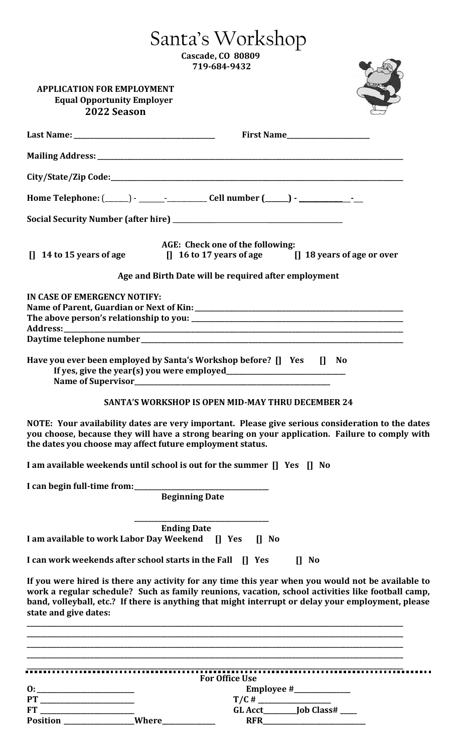# Santa's Workshop

**Cascade, CO 80809**
**719-684-9432**

**APPLICATION FOR EMPLOYMENT**
**Equal Opportunity Employer**
**2022 Season**

**Last Name:** ________________________________ **First Name**____________________

**Mailing Address:** ________________________________________________________________

**City/State/Zip Code:**_____________________________________________________________

**Home Telephone:** (_____) - _____-________ **Cell number (_____) - __________-__**

**Social Security Number (after hire)** _____________________________________

**AGE: Check one of the following:**

**[] 14 to 15 years of age** **[] 16 to 17 years of age** **[] 18 years of age or over**

**Age and Birth Date will be required after employment**

**IN CASE OF EMERGENCY NOTIFY:**
**Name of Parent, Guardian or Next of Kin:** _____________________________________________
**The above person's relationship to you:** ______________________________________________
**Address:**________________________________________________________________________
**Daytime telephone number**_______________________________________________________

**Have you ever been employed by Santa's Workshop before? [] Yes [] No**
**If yes, give the year(s) you were employed**__________________________
**Name of Supervisor**_____________________________________________

**SANTA'S WORKSHOP IS OPEN MID-MAY THRU DECEMBER 24**

**NOTE: Your availability dates are very important. Please give serious consideration to the dates you choose, because they will have a strong bearing on your application. Failure to comply with the dates you choose may affect future employment status.**

**I am available weekends until school is out for the summer [] Yes [] No**

**I can begin full-time from:**_____________________________
**Beginning Date**

_____________________________
**Ending Date**

**I am available to work Labor Day Weekend [] Yes [] No**

**I can work weekends after school starts in the Fall [] Yes [] No**

**If you were hired is there any activity for any time this year when you would not be available to work a regular schedule? Such as family reunions, vacation, school activities like football camp, band, volleyball, etc.? If there is anything that might interrupt or delay your employment, please state and give dates:**

____________________________________________________________________________________
____________________________________________________________________________________
____________________________________________________________________________________
____________________________________________________________________________________
____________________________________________________________________________________

**For Office Use**

**O:** ____________________ **Employee #**____________
**PT** ____________________ **T/C #** ________________
**FT** ____________________ **GL Acct**________**Job Class#** ____
**Position** ______________**Where**___________ **RFR**______________________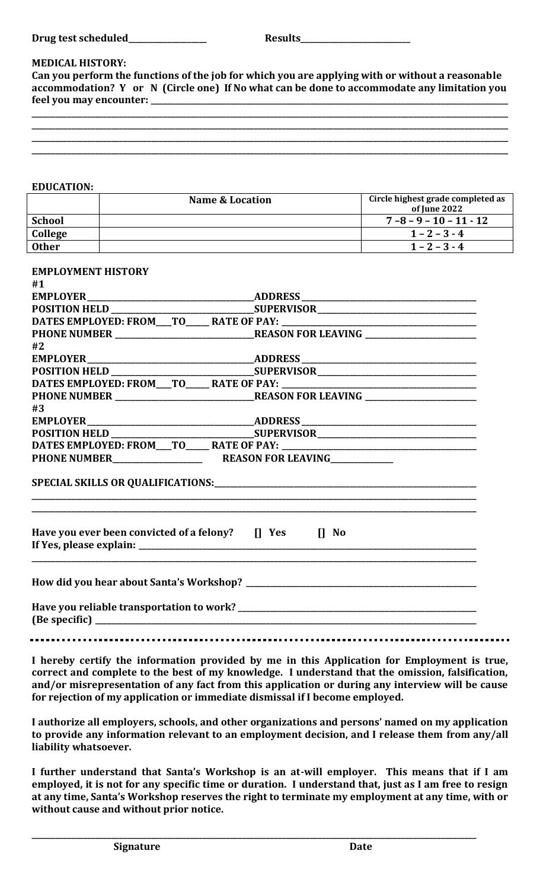**Drug test scheduled___________________ Results___________________________**

**MEDICAL HISTORY:**

**Can you perform the functions of the job for which you are applying with or without a reasonable accommodation? Y or N (Circle one) If No what can be done to accommodate any limitation you feel you may encounter: ___________________________________________________________**

**___________________________________________________________________________**

**___________________________________________________________________________**

**___________________________________________________________________________**

**___________________________________________________________________________**

**EDUCATION:**

| | Name & Location | Circle highest grade completed as of June 2022 |
|---|---|---|
| **School** | | **7 –8 – 9 – 10 – 11 - 12** |
| **College** | | **1 – 2 – 3 - 4** |
| **Other** | | **1 – 2 – 3 - 4** |

**EMPLOYMENT HISTORY**

**#1**

**EMPLOYER_______________________________ADDRESS_______________________________**

**POSITION HELD __________________________SUPERVISOR____________________________**

**DATES EMPLOYED: FROM___TO_____ RATE OF PAY: __________________________________**

**PHONE NUMBER ___________________________REASON FOR LEAVING ____________________**

**#2**

**EMPLOYER_______________________________ADDRESS_______________________________**

**POSITION HELD __________________________SUPERVISOR____________________________**

**DATES EMPLOYED: FROM___TO_____ RATE OF PAY: __________________________________**

**PHONE NUMBER ___________________________REASON FOR LEAVING ____________________**

**#3**

**EMPLOYER_______________________________ADDRESS_______________________________**

**POSITION HELD __________________________SUPERVISOR____________________________**

**DATES EMPLOYED: FROM___TO_____ RATE OF PAY: __________________________________**

**PHONE NUMBER____________________ REASON FOR LEAVING______________**

**SPECIAL SKILLS OR QUALIFICATIONS:_________________________________________________**

**___________________________________________________________________________**

**___________________________________________________________________________**

**Have you ever been convicted of a felony? [] Yes [] No**

**If Yes, please explain: _______________________________________________________**

**___________________________________________________________________________**

**How did you hear about Santa's Workshop? ____________________________________**

**Have you reliable transportation to work? _____________________________________**

**(Be specific) _______________________________________________________________**

**I hereby certify the information provided by me in this Application for Employment is true, correct and complete to the best of my knowledge. I understand that the omission, falsification, and/or misrepresentation of any fact from this application or during any interview will be cause for rejection of my application or immediate dismissal if I become employed.**

**I authorize all employers, schools, and other organizations and persons' named on my application to provide any information relevant to an employment decision, and I release them from any/all liability whatsoever.**

**I further understand that Santa's Workshop is an at-will employer. This means that if I am employed, it is not for any specific time or duration. I understand that, just as I am free to resign at any time, Santa's Workshop reserves the right to terminate my employment at any time, with or without cause and without prior notice.**

**___________________________________________________________________________**

**Signature Date**